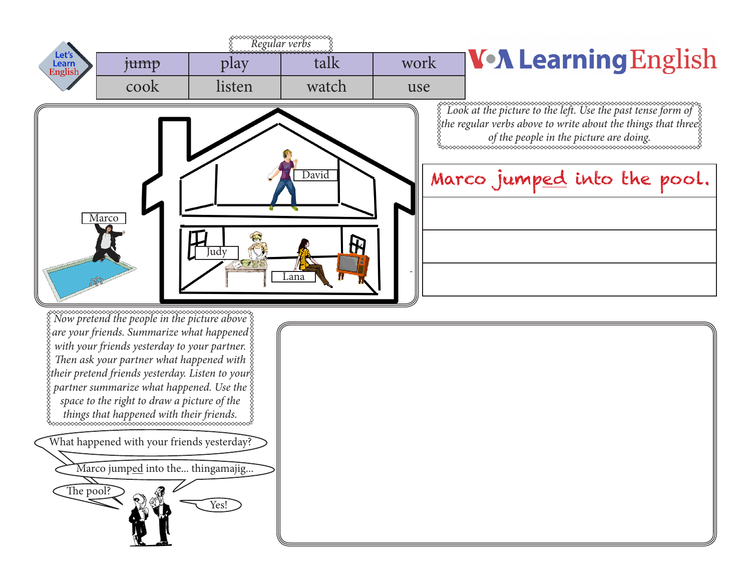Let's Learn English

VOA Learning English

*Regular verbs*

| ~~jump~~ | play | talk | work |
| --- | --- | --- | --- |
| cook | listen | watch | use |

David

Marco

Judy

Lana

*Look at the picture to the left. Use the past tense form of the regular verbs above to write about the things that three of the people in the picture are doing.*

| Marco jump<u>ed</u> into the pool. |
| --- |
| |
| |
| |

*Now pretend the people in the picture above are your friends. Summarize what happened with your friends yesterday to your partner. Then ask your partner what happened with their pretend friends yesterday. Listen to your partner summarize what happened. Use the space to the right to draw a picture of the things that happened with their friends.*

What happened with your friends yesterday?

Marco jump<u>ed</u> into the... thingamajig...

The pool?

Yes!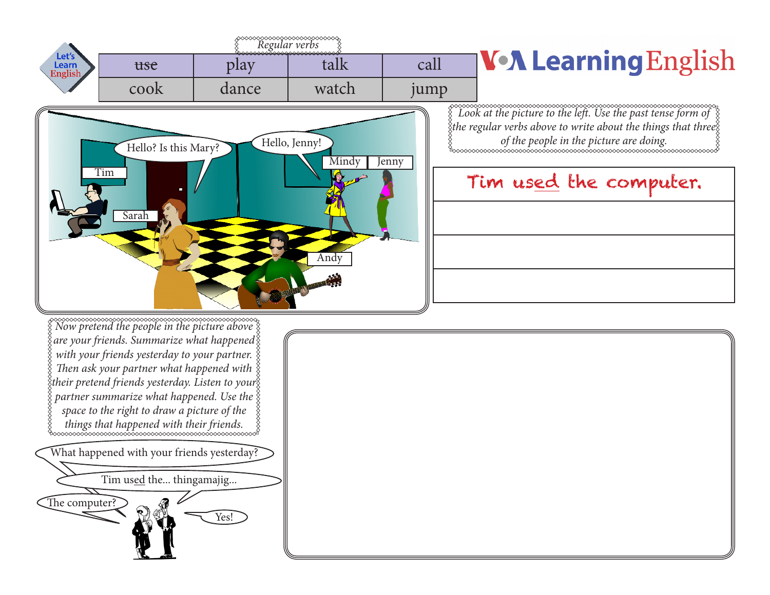Let's Learn English

VOA Learning English

*Regular verbs*

| | | | |
|---|---|---|---|
| ~~use~~ | play | talk | call |
| cook | dance | watch | jump |

Hello? Is this Mary?

Hello, Jenny!

Tim

Sarah

Mindy

Jenny

Andy

*Look at the picture to the left. Use the past tense form of the regular verbs above to write about the things that three of the people in the picture are doing.*

Tim used the computer.

*Now pretend the people in the picture above are your friends. Summarize what happened with your friends yesterday to your partner. Then ask your partner what happened with their pretend friends yesterday. Listen to your partner summarize what happened. Use the space to the right to draw a picture of the things that happened with their friends.*

What happened with your friends yesterday?

Tim used the... thingamajig...

The computer?

Yes!